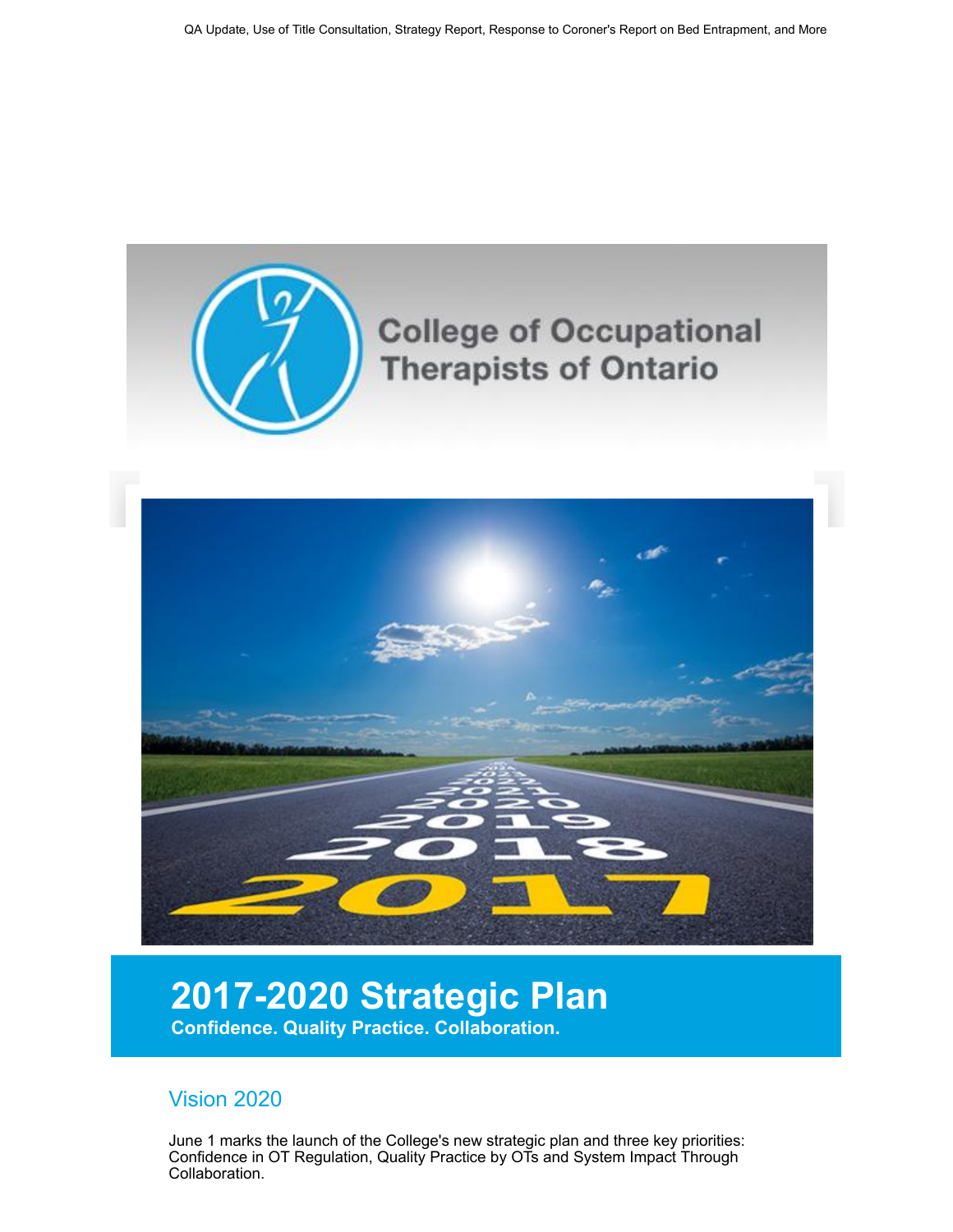QA Update, Use of Title Consultation, Strategy Report, Response to Coroner's Report on Bed Entrapment, and More

College of Occupational Therapists of Ontario

# 2017-2020 Strategic Plan

**Confidence. Quality Practice. Collaboration.**

## Vision 2020

June 1 marks the launch of the College's new strategic plan and three key priorities: Confidence in OT Regulation, Quality Practice by OTs and System Impact Through Collaboration.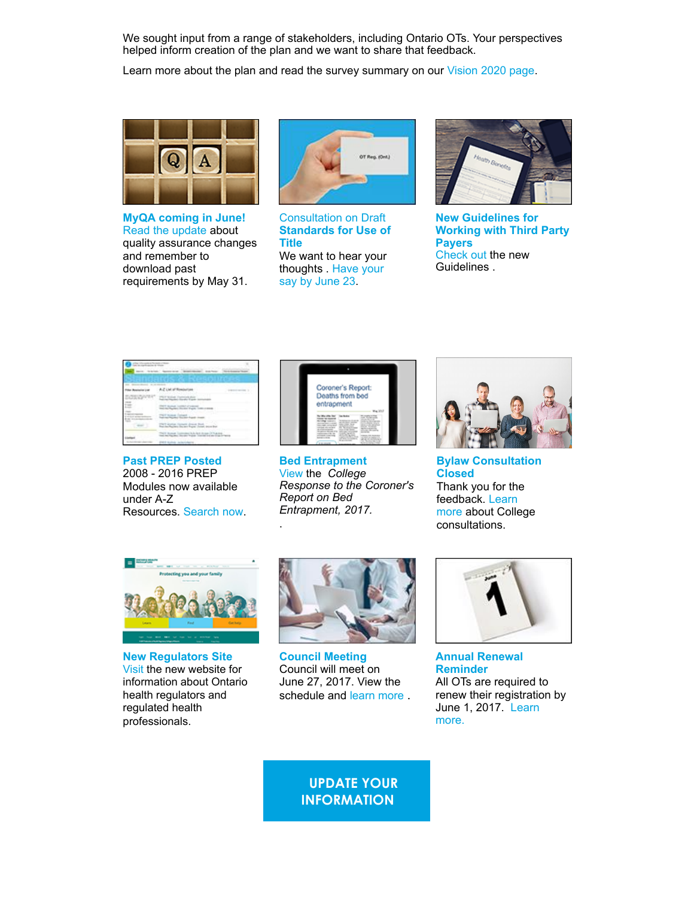We sought input from a range of stakeholders, including Ontario OTs. Your perspectives helped inform creation of the plan and we want to share that feedback.

Learn more about the plan and read the survey summary on our Vision 2020 page.

**MyQA coming in June!**
Read the update about quality assurance changes and remember to download past requirements by May 31.

Consultation on Draft **Standards for Use of Title**
We want to hear your thoughts . Have your say by June 23.

**New Guidelines for Working with Third Party Payers**
Check out the new Guidelines .

**Past PREP Posted**
2008 - 2016 PREP Modules now available under A-Z Resources. Search now.

**Bed Entrapment**
View the *College Response to the Coroner's Report on Bed Entrapment, 2017.*
.

**Bylaw Consultation Closed**
Thank you for the feedback. Learn more about College consultations.

**New Regulators Site**
Visit the new website for information about Ontario health regulators and regulated health professionals.

**Council Meeting**
Council will meet on June 27, 2017. View the schedule and learn more .

**Annual Renewal Reminder**
All OTs are required to renew their registration by June 1, 2017. Learn more.

**UPDATE YOUR INFORMATION**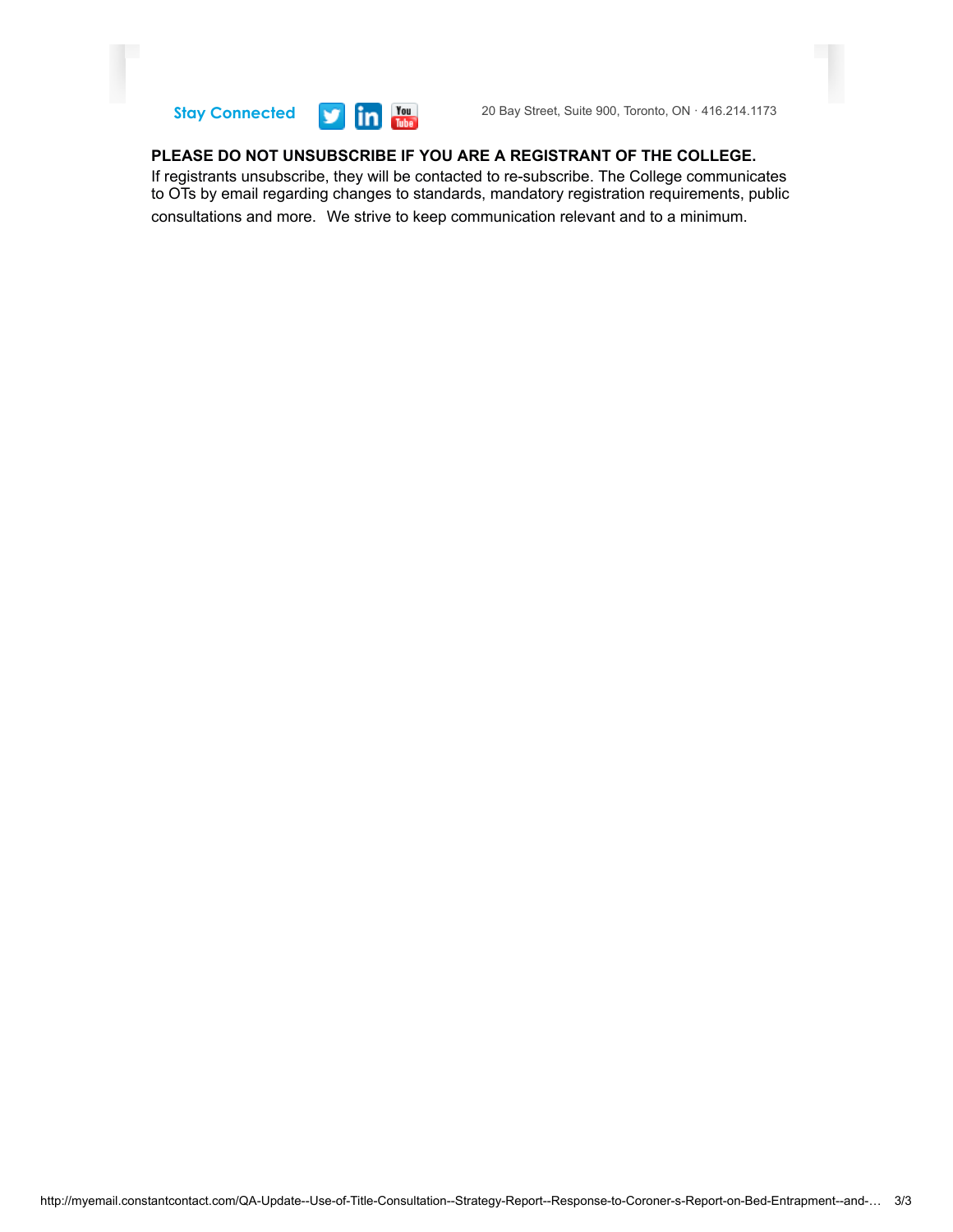Stay Connected

20 Bay Street, Suite 900, Toronto, ON · 416.214.1173

**PLEASE DO NOT UNSUBSCRIBE IF YOU ARE A REGISTRANT OF THE COLLEGE.**
If registrants unsubscribe, they will be contacted to re-subscribe. The College communicates to OTs by email regarding changes to standards, mandatory registration requirements, public consultations and more. We strive to keep communication relevant and to a minimum.